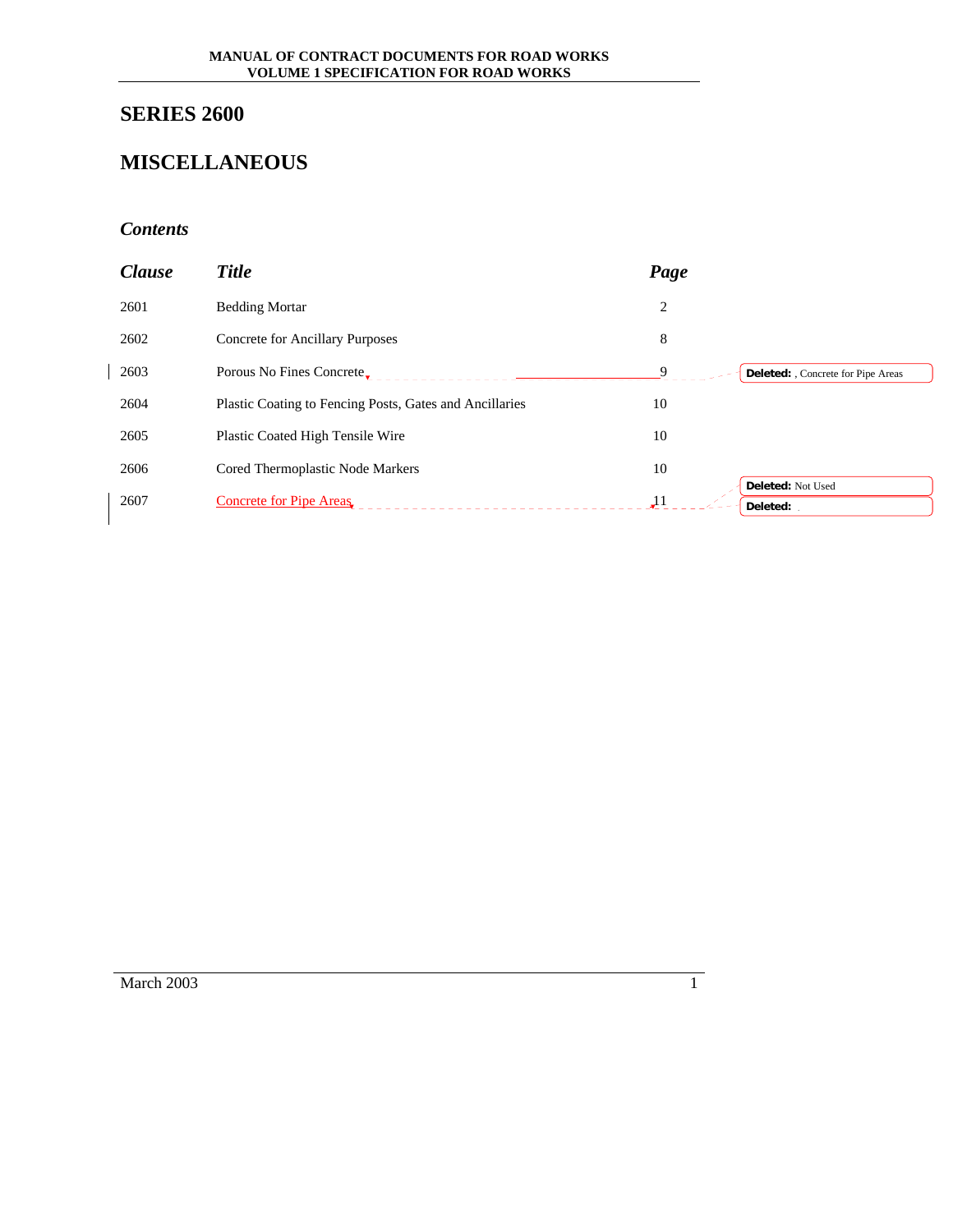# SERIES 2600

# MISCELLANEOUS

### *Contents*

| *Clause* | *Title* | *Page* |
|---|---|---|
| 2601 | Bedding Mortar | 2 |
| 2602 | Concrete for Ancillary Purposes | 8 |
| 2603 | Porous No Fines Concrete | 9 |
| 2604 | Plastic Coating to Fencing Posts, Gates and Ancillaries | 10 |
| 2605 | Plastic Coated High Tensile Wire | 10 |
| 2606 | Cored Thermoplastic Node Markers | 10 |
| 2607 | Concrete for Pipe Areas | 11 |

Deleted: , Concrete for Pipe Areas

Deleted: Not Used

Deleted: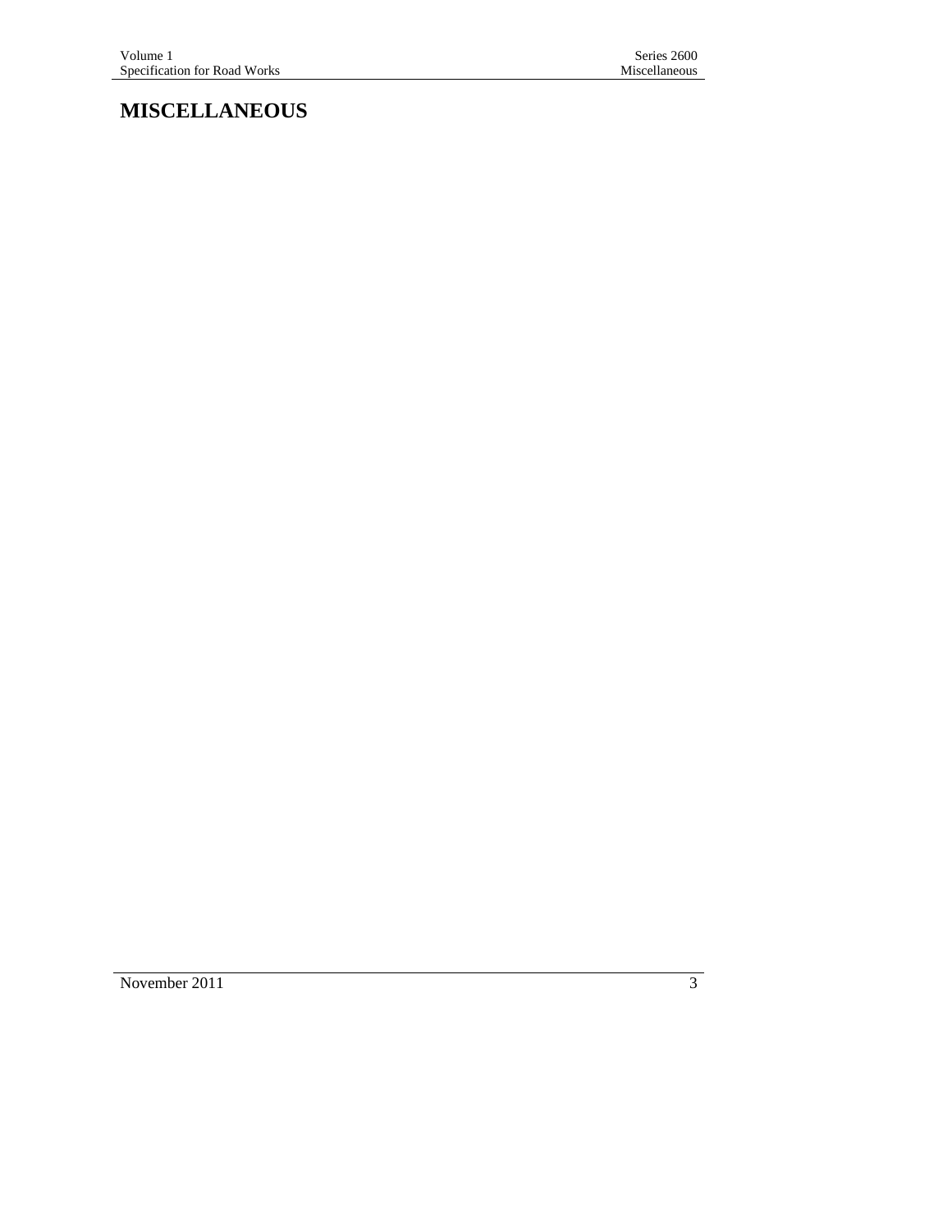# MISCELLANEOUS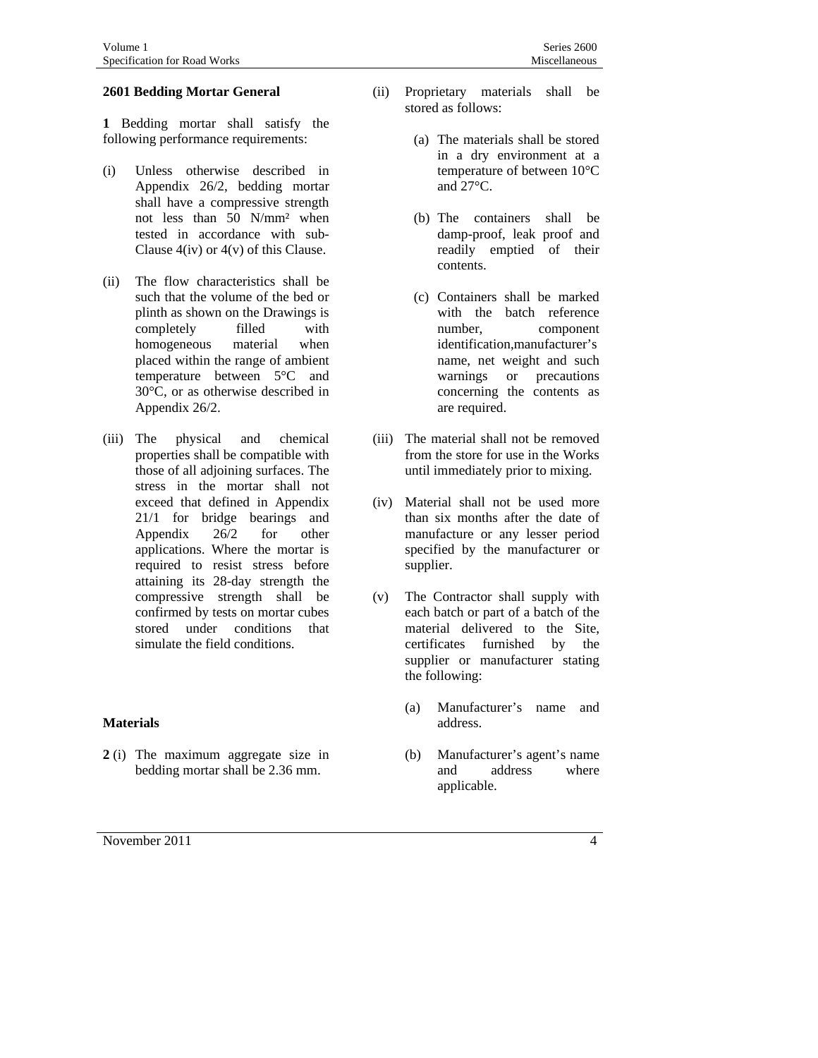## 2601 Bedding Mortar General

**1** Bedding mortar shall satisfy the following performance requirements:

(i) Unless otherwise described in Appendix 26/2, bedding mortar shall have a compressive strength not less than 50 N/mm² when tested in accordance with sub-Clause 4(iv) or 4(v) of this Clause.

(ii) The flow characteristics shall be such that the volume of the bed or plinth as shown on the Drawings is completely filled with homogeneous material when placed within the range of ambient temperature between 5°C and 30°C, or as otherwise described in Appendix 26/2.

(iii) The physical and chemical properties shall be compatible with those of all adjoining surfaces. The stress in the mortar shall not exceed that defined in Appendix 21/1 for bridge bearings and Appendix 26/2 for other applications. Where the mortar is required to resist stress before attaining its 28-day strength the compressive strength shall be confirmed by tests on mortar cubes stored under conditions that simulate the field conditions.

### Materials

**2** (i) The maximum aggregate size in bedding mortar shall be 2.36 mm.

(ii) Proprietary materials shall be stored as follows:

- (a) The materials shall be stored in a dry environment at a temperature of between 10°C and 27°C.
- (b) The containers shall be damp-proof, leak proof and readily emptied of their contents.
- (c) Containers shall be marked with the batch reference number, component identification,manufacturer's name, net weight and such warnings or precautions concerning the contents as are required.

(iii) The material shall not be removed from the store for use in the Works until immediately prior to mixing.

(iv) Material shall not be used more than six months after the date of manufacture or any lesser period specified by the manufacturer or supplier.

(v) The Contractor shall supply with each batch or part of a batch of the material delivered to the Site, certificates furnished by the supplier or manufacturer stating the following:

- (a) Manufacturer's name and address.
- (b) Manufacturer's agent's name and address where applicable.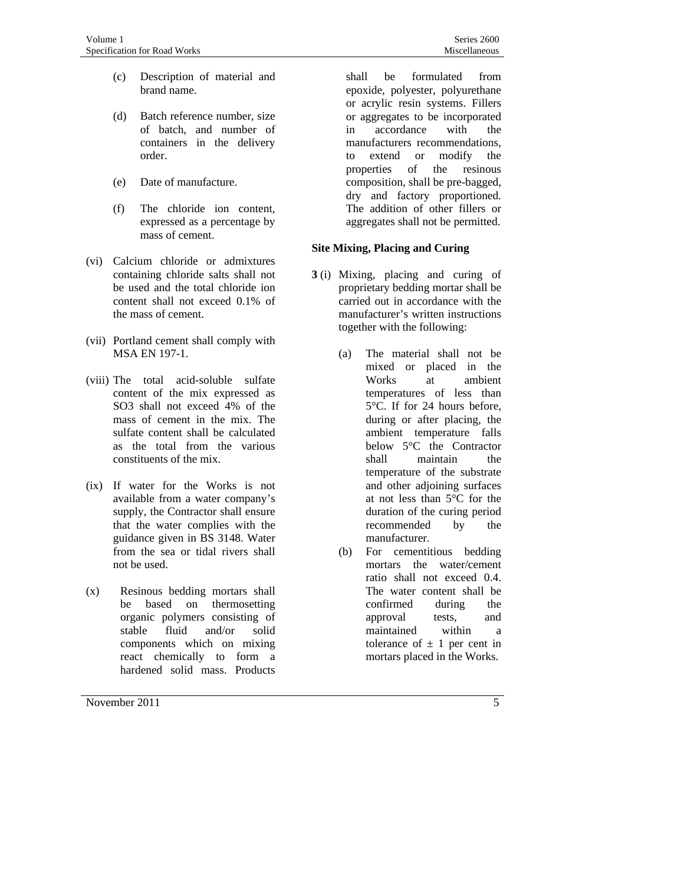(c) Description of material and brand name.

(d) Batch reference number, size of batch, and number of containers in the delivery order.

(e) Date of manufacture.

(f) The chloride ion content, expressed as a percentage by mass of cement.

(vi) Calcium chloride or admixtures containing chloride salts shall not be used and the total chloride ion content shall not exceed 0.1% of the mass of cement.

(vii) Portland cement shall comply with MSA EN 197-1.

(viii) The total acid-soluble sulfate content of the mix expressed as $SO_3$ shall not exceed 4% of the mass of cement in the mix. The sulfate content shall be calculated as the total from the various constituents of the mix.

(ix) If water for the Works is not available from a water company's supply, the Contractor shall ensure that the water complies with the guidance given in BS 3148. Water from the sea or tidal rivers shall not be used.

(x) Resinous bedding mortars shall be based on thermosetting organic polymers consisting of stable fluid and/or solid components which on mixing react chemically to form a hardened solid mass. Products shall be formulated from epoxide, polyester, polyurethane or acrylic resin systems. Fillers or aggregates to be incorporated in accordance with the manufacturers recommendations, to extend or modify the properties of the resinous composition, shall be pre-bagged, dry and factory proportioned. The addition of other fillers or aggregates shall not be permitted.

### Site Mixing, Placing and Curing

**3** (i) Mixing, placing and curing of proprietary bedding mortar shall be carried out in accordance with the manufacturer's written instructions together with the following:

(a) The material shall not be mixed or placed in the Works at ambient temperatures of less than 5°C. If for 24 hours before, during or after placing, the ambient temperature falls below 5°C the Contractor shall maintain the temperature of the substrate and other adjoining surfaces at not less than 5°C for the duration of the curing period recommended by the manufacturer.

(b) For cementitious bedding mortars the water/cement ratio shall not exceed 0.4. The water content shall be confirmed during the approval tests, and maintained within a tolerance of ± 1 per cent in mortars placed in the Works.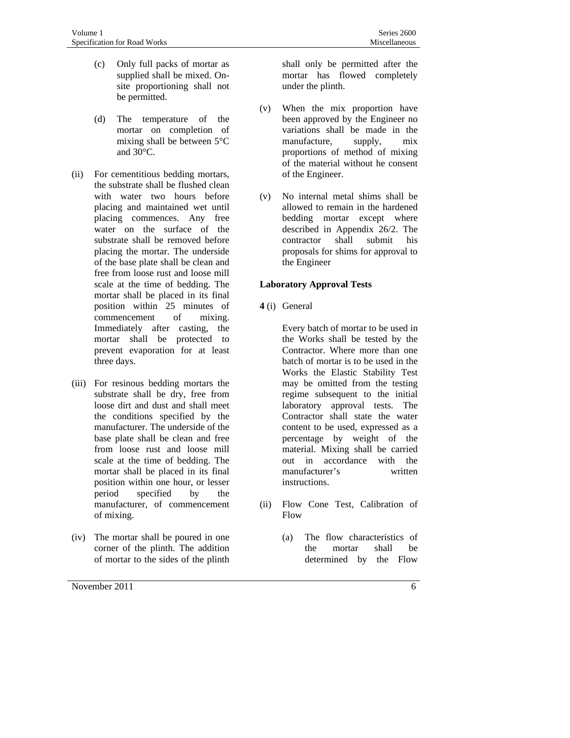(c) Only full packs of mortar as supplied shall be mixed. On-site proportioning shall not be permitted.

(d) The temperature of the mortar on completion of mixing shall be between 5°C and 30°C.

(ii) For cementitious bedding mortars, the substrate shall be flushed clean with water two hours before placing and maintained wet until placing commences. Any free water on the surface of the substrate shall be removed before placing the mortar. The underside of the base plate shall be clean and free from loose rust and loose mill scale at the time of bedding. The mortar shall be placed in its final position within 25 minutes of commencement of mixing. Immediately after casting, the mortar shall be protected to prevent evaporation for at least three days.

(iii) For resinous bedding mortars the substrate shall be dry, free from loose dirt and dust and shall meet the conditions specified by the manufacturer. The underside of the base plate shall be clean and free from loose rust and loose mill scale at the time of bedding. The mortar shall be placed in its final position within one hour, or lesser period specified by the manufacturer, of commencement of mixing.

(iv) The mortar shall be poured in one corner of the plinth. The addition of mortar to the sides of the plinth shall only be permitted after the mortar has flowed completely under the plinth.

(v) When the mix proportion have been approved by the Engineer no variations shall be made in the manufacture, supply, mix proportions of method of mixing of the material without he consent of the Engineer.

(v) No internal metal shims shall be allowed to remain in the hardened bedding mortar except where described in Appendix 26/2. The contractor shall submit his proposals for shims for approval to the Engineer

### Laboratory Approval Tests

**4** (i) General

Every batch of mortar to be used in the Works shall be tested by the Contractor. Where more than one batch of mortar is to be used in the Works the Elastic Stability Test may be omitted from the testing regime subsequent to the initial laboratory approval tests. The Contractor shall state the water content to be used, expressed as a percentage by weight of the material. Mixing shall be carried out in accordance with the manufacturer's written instructions.

(ii) Flow Cone Test, Calibration of Flow

(a) The flow characteristics of the mortar shall be determined by the Flow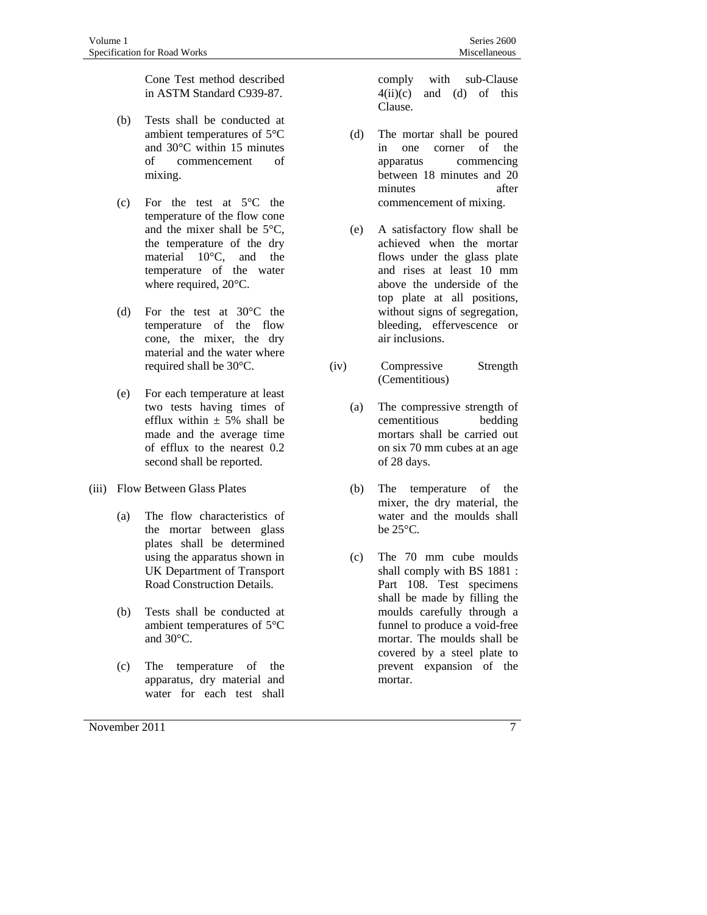Cone Test method described in ASTM Standard C939-87.

(b) Tests shall be conducted at ambient temperatures of 5°C and 30°C within 15 minutes of commencement of mixing.

(c) For the test at 5°C the temperature of the flow cone and the mixer shall be 5°C, the temperature of the dry material 10°C, and the temperature of the water where required, 20°C.

(d) For the test at 30°C the temperature of the flow cone, the mixer, the dry material and the water where required shall be 30°C.

(e) For each temperature at least two tests having times of efflux within ± 5% shall be made and the average time of efflux to the nearest 0.2 second shall be reported.

(iii) Flow Between Glass Plates

(a) The flow characteristics of the mortar between glass plates shall be determined using the apparatus shown in UK Department of Transport Road Construction Details.

(b) Tests shall be conducted at ambient temperatures of 5°C and 30°C.

(c) The temperature of the apparatus, dry material and water for each test shall comply with sub-Clause 4(ii)(c) and (d) of this Clause.

(d) The mortar shall be poured in one corner of the apparatus commencing between 18 minutes and 20 minutes after commencement of mixing.

(e) A satisfactory flow shall be achieved when the mortar flows under the glass plate and rises at least 10 mm above the underside of the top plate at all positions, without signs of segregation, bleeding, effervescence or air inclusions.

(iv) Compressive Strength (Cementitious)

(a) The compressive strength of cementitious bedding mortars shall be carried out on six 70 mm cubes at an age of 28 days.

(b) The temperature of the mixer, the dry material, the water and the moulds shall be 25°C.

(c) The 70 mm cube moulds shall comply with BS 1881 : Part 108. Test specimens shall be made by filling the moulds carefully through a funnel to produce a void-free mortar. The moulds shall be covered by a steel plate to prevent expansion of the mortar.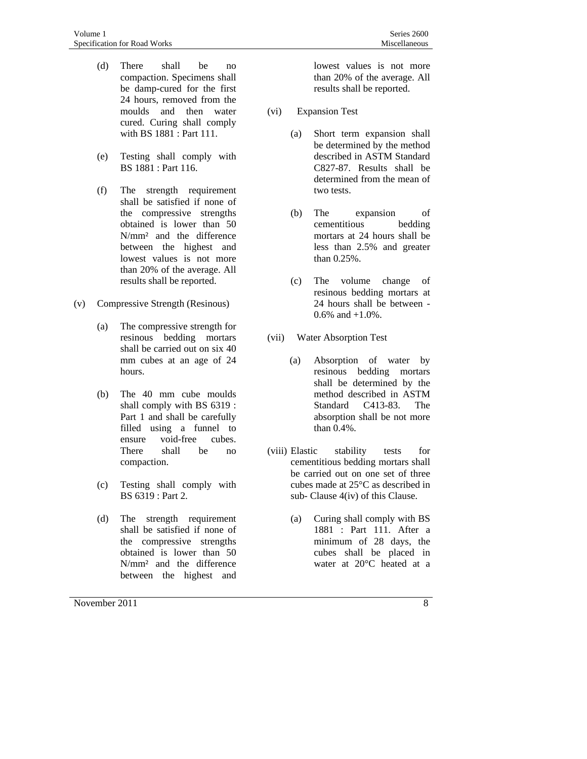(d) There shall be no compaction. Specimens shall be damp-cured for the first 24 hours, removed from the moulds and then water cured. Curing shall comply with BS 1881 : Part 111.

(e) Testing shall comply with BS 1881 : Part 116.

(f) The strength requirement shall be satisfied if none of the compressive strengths obtained is lower than 50 N/mm² and the difference between the highest and lowest values is not more than 20% of the average. All results shall be reported.

(v) Compressive Strength (Resinous)

(a) The compressive strength for resinous bedding mortars shall be carried out on six 40 mm cubes at an age of 24 hours.

(b) The 40 mm cube moulds shall comply with BS 6319 : Part 1 and shall be carefully filled using a funnel to ensure void-free cubes. There shall be no compaction.

(c) Testing shall comply with BS 6319 : Part 2.

(d) The strength requirement shall be satisfied if none of the compressive strengths obtained is lower than 50 N/mm² and the difference between the highest and lowest values is not more than 20% of the average. All results shall be reported.

(vi) Expansion Test

(a) Short term expansion shall be determined by the method described in ASTM Standard C827-87. Results shall be determined from the mean of two tests.

(b) The expansion of cementitious bedding mortars at 24 hours shall be less than 2.5% and greater than 0.25%.

(c) The volume change of resinous bedding mortars at 24 hours shall be between -0.6% and +1.0%.

(vii) Water Absorption Test

(a) Absorption of water by resinous bedding mortars shall be determined by the method described in ASTM Standard C413-83. The absorption shall be not more than 0.4%.

(viii) Elastic stability tests for cementitious bedding mortars shall be carried out on one set of three cubes made at 25°C as described in sub- Clause 4(iv) of this Clause.

(a) Curing shall comply with BS 1881 : Part 111. After a minimum of 28 days, the cubes shall be placed in water at 20°C heated at a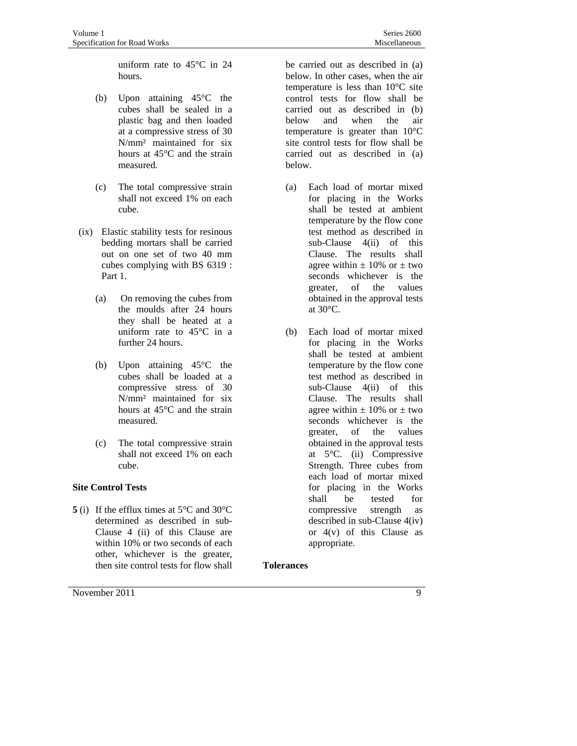uniform rate to 45°C in 24 hours.

(b) Upon attaining 45°C the cubes shall be sealed in a plastic bag and then loaded at a compressive stress of 30 N/mm² maintained for six hours at 45°C and the strain measured.

(c) The total compressive strain shall not exceed 1% on each cube.

(ix) Elastic stability tests for resinous bedding mortars shall be carried out on one set of two 40 mm cubes complying with BS 6319 : Part 1.

(a) On removing the cubes from the moulds after 24 hours they shall be heated at a uniform rate to 45°C in a further 24 hours.

(b) Upon attaining 45°C the cubes shall be loaded at a compressive stress of 30 N/mm² maintained for six hours at 45°C and the strain measured.

(c) The total compressive strain shall not exceed 1% on each cube.

**Site Control Tests**

**5** (i) If the efflux times at 5°C and 30°C determined as described in sub-Clause 4 (ii) of this Clause are within 10% or two seconds of each other, whichever is the greater, then site control tests for flow shall be carried out as described in (a) below. In other cases, when the air temperature is less than 10°C site control tests for flow shall be carried out as described in (b) below and when the air temperature is greater than 10°C site control tests for flow shall be carried out as described in (a) below.

(a) Each load of mortar mixed for placing in the Works shall be tested at ambient temperature by the flow cone test method as described in sub-Clause 4(ii) of this Clause. The results shall agree within ± 10% or ± two seconds whichever is the greater, of the values obtained in the approval tests at 30°C.

(b) Each load of mortar mixed for placing in the Works shall be tested at ambient temperature by the flow cone test method as described in sub-Clause 4(ii) of this Clause. The results shall agree within ± 10% or ± two seconds whichever is the greater, of the values obtained in the approval tests at 5°C. (ii) Compressive Strength. Three cubes from each load of mortar mixed for placing in the Works shall be tested for compressive strength as described in sub-Clause 4(iv) or 4(v) of this Clause as appropriate.

**Tolerances**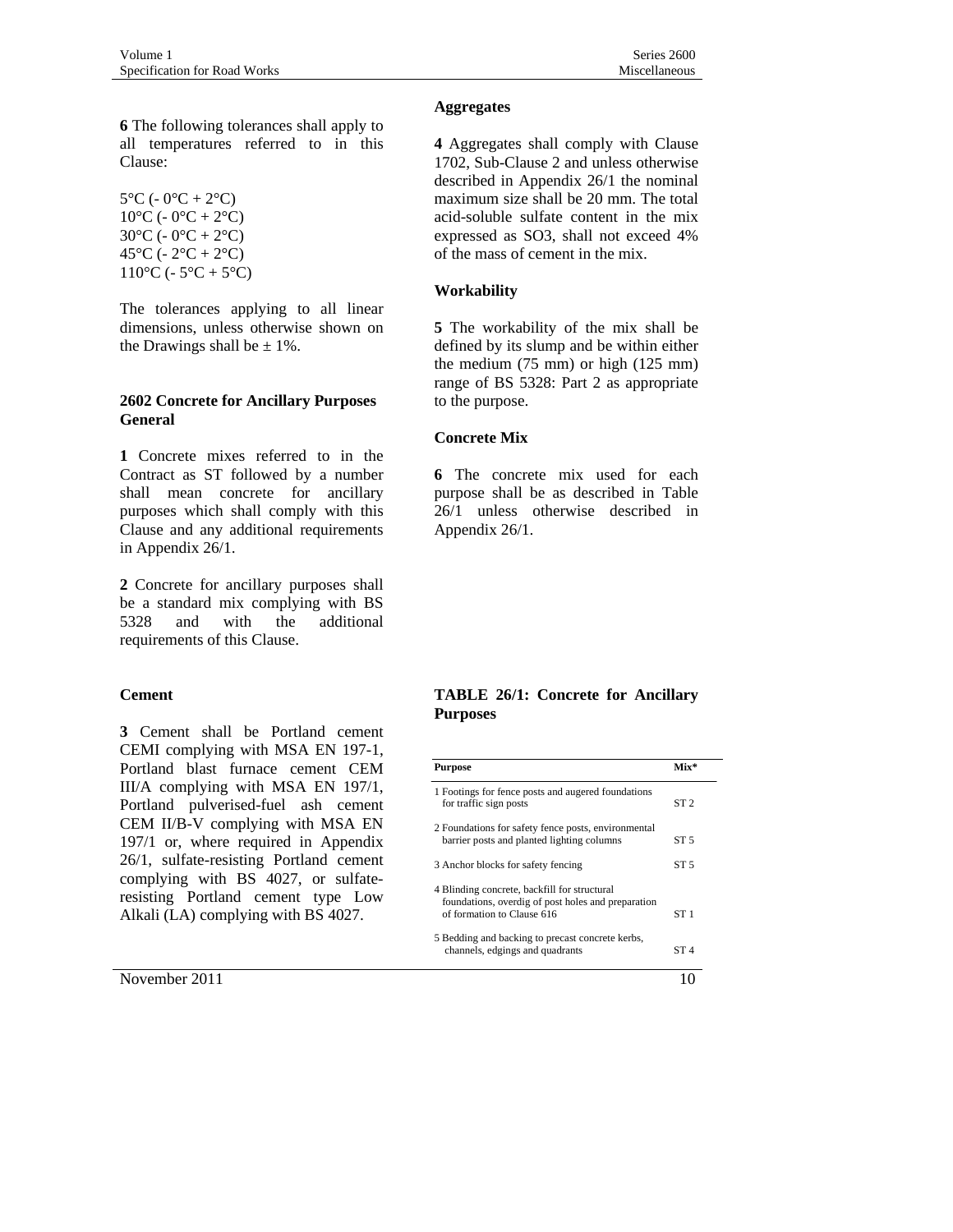**6** The following tolerances shall apply to all temperatures referred to in this Clause:

5°C (- 0°C + 2°C)
10°C (- 0°C + 2°C)
30°C (- 0°C + 2°C)
45°C (- 2°C + 2°C)
110°C (- 5°C + 5°C)

The tolerances applying to all linear dimensions, unless otherwise shown on the Drawings shall be ± 1%.

## 2602 Concrete for Ancillary Purposes

### General

**1** Concrete mixes referred to in the Contract as ST followed by a number shall mean concrete for ancillary purposes which shall comply with this Clause and any additional requirements in Appendix 26/1.

**2** Concrete for ancillary purposes shall be a standard mix complying with BS 5328 and with the additional requirements of this Clause.

### Cement

**3** Cement shall be Portland cement CEMI complying with MSA EN 197-1, Portland blast furnace cement CEM III/A complying with MSA EN 197/1, Portland pulverised-fuel ash cement CEM II/B-V complying with MSA EN 197/1 or, where required in Appendix 26/1, sulfate-resisting Portland cement complying with BS 4027, or sulfate-resisting Portland cement type Low Alkali (LA) complying with BS 4027.

### Aggregates

**4** Aggregates shall comply with Clause 1702, Sub-Clause 2 and unless otherwise described in Appendix 26/1 the nominal maximum size shall be 20 mm. The total acid-soluble sulfate content in the mix expressed as $SO_3$, shall not exceed 4% of the mass of cement in the mix.

### Workability

**5** The workability of the mix shall be defined by its slump and be within either the medium (75 mm) or high (125 mm) range of BS 5328: Part 2 as appropriate to the purpose.

### Concrete Mix

**6** The concrete mix used for each purpose shall be as described in Table 26/1 unless otherwise described in Appendix 26/1.

**TABLE 26/1: Concrete for Ancillary Purposes**

| Purpose | Mix* |
|---|---|
| 1 Footings for fence posts and augered foundations for traffic sign posts | ST 2 |
| 2 Foundations for safety fence posts, environmental barrier posts and planted lighting columns | ST 5 |
| 3 Anchor blocks for safety fencing | ST 5 |
| 4 Blinding concrete, backfill for structural foundations, overdig of post holes and preparation of formation to Clause 616 | ST 1 |
| 5 Bedding and backing to precast concrete kerbs, channels, edgings and quadrants | ST 4 |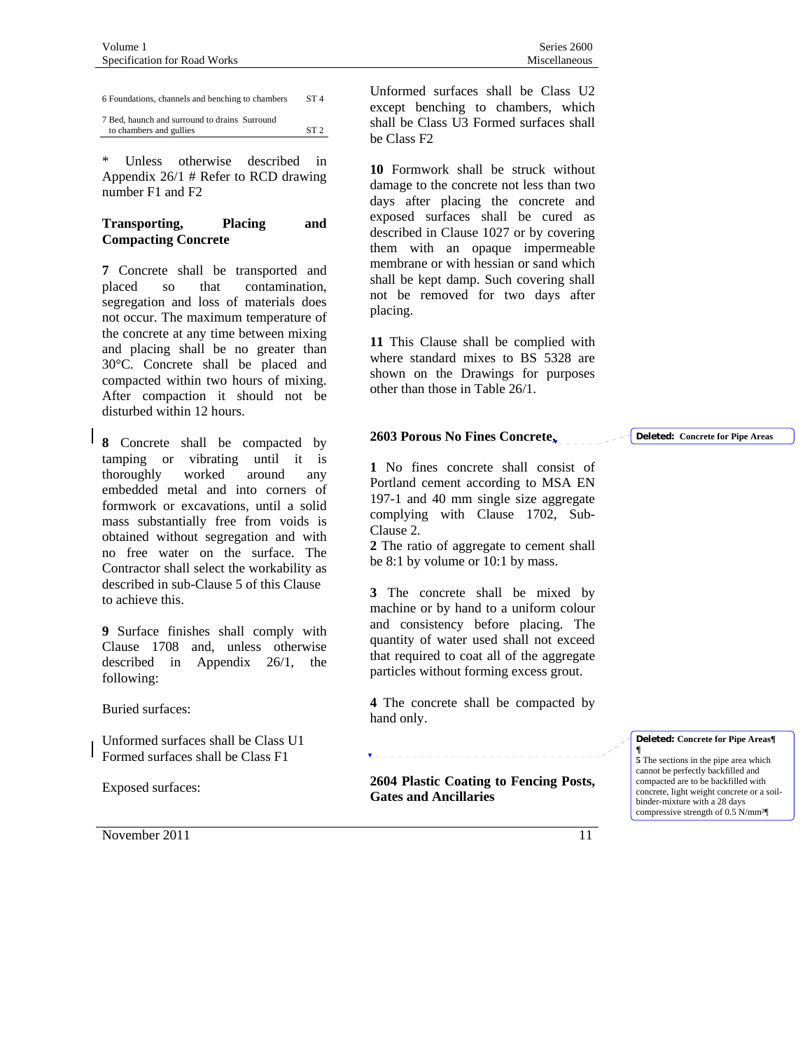| | |
|---|---|
| 6 Foundations, channels and benching to chambers | ST 4 |
| 7 Bed, haunch and surround to drains Surround to chambers and gullies | ST 2 |

* Unless otherwise described in Appendix 26/1 # Refer to RCD drawing number F1 and F2

### Transporting, Placing and Compacting Concrete

**7** Concrete shall be transported and placed so that contamination, segregation and loss of materials does not occur. The maximum temperature of the concrete at any time between mixing and placing shall be no greater than 30°C. Concrete shall be placed and compacted within two hours of mixing. After compaction it should not be disturbed within 12 hours.

**8** Concrete shall be compacted by tamping or vibrating until it is thoroughly worked around any embedded metal and into corners of formwork or excavations, until a solid mass substantially free from voids is obtained without segregation and with no free water on the surface. The Contractor shall select the workability as described in sub-Clause 5 of this Clause to achieve this.

**9** Surface finishes shall comply with Clause 1708 and, unless otherwise described in Appendix 26/1, the following:

Buried surfaces:

Unformed surfaces shall be Class U1
Formed surfaces shall be Class F1

Exposed surfaces:

Unformed surfaces shall be Class U2 except benching to chambers, which shall be Class U3 Formed surfaces shall be Class F2

**10** Formwork shall be struck without damage to the concrete not less than two days after placing the concrete and exposed surfaces shall be cured as described in Clause 1027 or by covering them with an opaque impermeable membrane or with hessian or sand which shall be kept damp. Such covering shall not be removed for two days after placing.

**11** This Clause shall be complied with where standard mixes to BS 5328 are shown on the Drawings for purposes other than those in Table 26/1.

## 2603 Porous No Fines Concrete

**Deleted: Concrete for Pipe Areas**

**1** No fines concrete shall consist of Portland cement according to MSA EN 197-1 and 40 mm single size aggregate complying with Clause 1702, Sub-Clause 2.

**2** The ratio of aggregate to cement shall be 8:1 by volume or 10:1 by mass.

**3** The concrete shall be mixed by machine or by hand to a uniform colour and consistency before placing. The quantity of water used shall not exceed that required to coat all of the aggregate particles without forming excess grout.

**4** The concrete shall be compacted by hand only.

**Deleted: Concrete for Pipe Areas**

**5** The sections in the pipe area which cannot be perfectly backfilled and compacted are to be backfilled with concrete, light weight concrete or a soil-binder-mixture with a 28 days compressive strength of 0.5 N/mm²

## 2604 Plastic Coating to Fencing Posts, Gates and Ancillaries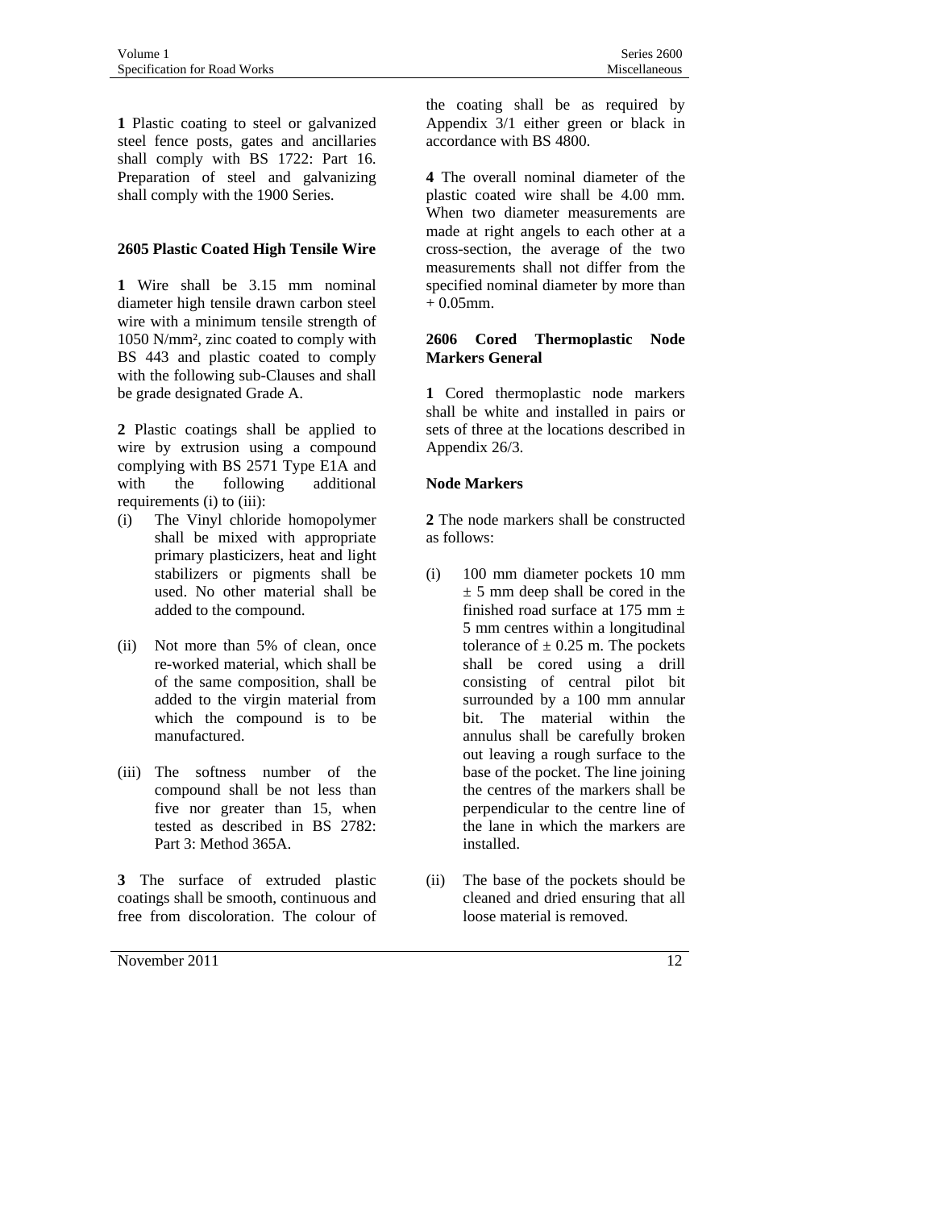**1** Plastic coating to steel or galvanized steel fence posts, gates and ancillaries shall comply with BS 1722: Part 16. Preparation of steel and galvanizing shall comply with the 1900 Series.

## 2605 Plastic Coated High Tensile Wire

**1** Wire shall be 3.15 mm nominal diameter high tensile drawn carbon steel wire with a minimum tensile strength of 1050 N/mm², zinc coated to comply with BS 443 and plastic coated to comply with the following sub-Clauses and shall be grade designated Grade A.

**2** Plastic coatings shall be applied to wire by extrusion using a compound complying with BS 2571 Type E1A and with the following additional requirements (i) to (iii):

(i) The Vinyl chloride homopolymer shall be mixed with appropriate primary plasticizers, heat and light stabilizers or pigments shall be used. No other material shall be added to the compound.

(ii) Not more than 5% of clean, once re-worked material, which shall be of the same composition, shall be added to the virgin material from which the compound is to be manufactured.

(iii) The softness number of the compound shall be not less than five nor greater than 15, when tested as described in BS 2782: Part 3: Method 365A.

**3** The surface of extruded plastic coatings shall be smooth, continuous and free from discoloration. The colour of the coating shall be as required by Appendix 3/1 either green or black in accordance with BS 4800.

**4** The overall nominal diameter of the plastic coated wire shall be 4.00 mm. When two diameter measurements are made at right angles to each other at a cross-section, the average of the two measurements shall not differ from the specified nominal diameter by more than + 0.05mm.

## 2606 Cored Thermoplastic Node Markers General

**1** Cored thermoplastic node markers shall be white and installed in pairs or sets of three at the locations described in Appendix 26/3.

### Node Markers

**2** The node markers shall be constructed as follows:

(i) 100 mm diameter pockets 10 mm ± 5 mm deep shall be cored in the finished road surface at 175 mm ± 5 mm centres within a longitudinal tolerance of ± 0.25 m. The pockets shall be cored using a drill consisting of central pilot bit surrounded by a 100 mm annular bit. The material within the annulus shall be carefully broken out leaving a rough surface to the base of the pocket. The line joining the centres of the markers shall be perpendicular to the centre line of the lane in which the markers are installed.

(ii) The base of the pockets should be cleaned and dried ensuring that all loose material is removed.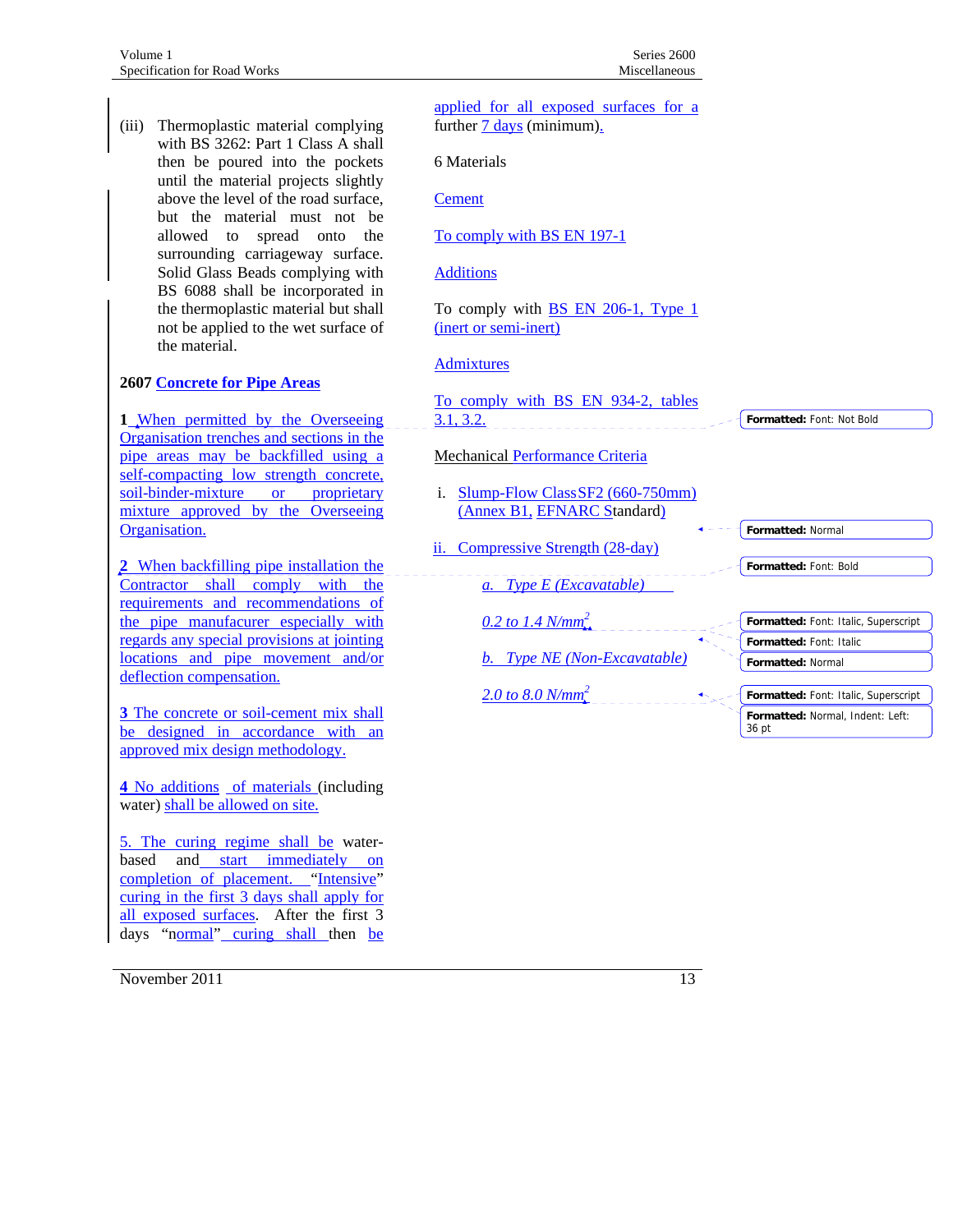(iii) Thermoplastic material complying with BS 3262: Part 1 Class A shall then be poured into the pockets until the material projects slightly above the level of the road surface, but the material must not be allowed to spread onto the surrounding carriageway surface. Solid Glass Beads complying with BS 6088 shall be incorporated in the thermoplastic material but shall not be applied to the wet surface of the material.

**2607 Concrete for Pipe Areas**

**1** When permitted by the Overseeing Organisation trenches and sections in the pipe areas may be backfilled using a self-compacting low strength concrete, soil-binder-mixture or proprietary mixture approved by the Overseeing Organisation.

**2** When backfilling pipe installation the Contractor shall comply with the requirements and recommendations of the pipe manufacurer especially with regards any special provisions at jointing locations and pipe movement and/or deflection compensation.

**3** The concrete or soil-cement mix shall be designed in accordance with an approved mix design methodology.

**4** No additions of materials (including water) shall be allowed on site.

5. The curing regime shall be water-based and start immediately on completion of placement. "Intensive" curing in the first 3 days shall apply for all exposed surfaces. After the first 3 days "normal" curing shall then be applied for all exposed surfaces for a further 7 days (minimum).

6 Materials

Cement

To comply with BS EN 197-1

Additions

To comply with BS EN 206-1, Type 1 (inert or semi-inert)

Admixtures

To comply with BS EN 934-2, tables 3.1, 3.2.

Mechanical Performance Criteria

i. Slump-Flow Class SF2 (660-750mm) (Annex B1, EFNARC Standard)

ii. Compressive Strength (28-day)

*a. Type E (Excavatable)*

*0.2 to 1.4 N/mm²*

*b. Type NE (Non-Excavatable)*

*2.0 to 8.0 N/mm²*